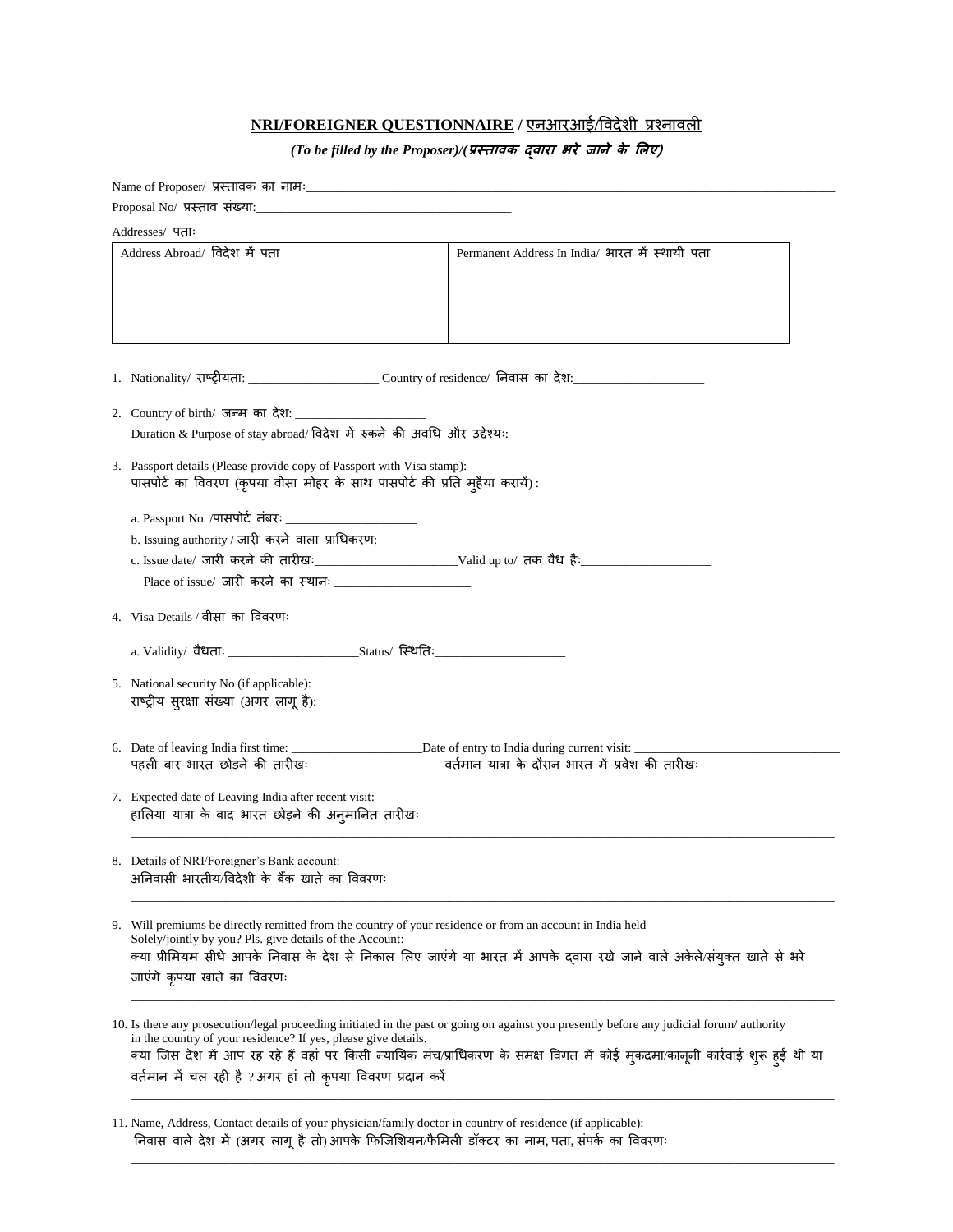## NRI/FOREIGNER QUESTIONNAIRE / एनआरआई/विदेशी प्रश्नावली

***(To be filled by the Proposer)/(प्रस्तावक द्वारा भरे जाने के लिए)***

Name of Proposer/ प्रस्तावक का नाम:\_\_\_\_\_\_\_\_\_\_\_\_\_\_\_\_\_\_\_\_\_\_\_\_\_\_\_\_\_\_\_\_\_\_\_\_\_\_\_\_

Proposal No/ प्रस्ताव संख्या:\_\_\_\_\_\_\_\_\_\_\_\_\_\_\_\_\_\_\_\_\_\_\_\_\_\_\_\_\_\_

Addresses/ पता:

| Address Abroad/ विदेश में पता | Permanent Address In India/ भारत में स्थायी पता |
|---|---|
| | |

1. Nationality/ राष्ट्रीयता: \_\_\_\_\_\_\_\_\_\_\_\_\_\_\_\_\_\_\_\_ Country of residence/ निवास का देश:\_\_\_\_\_\_\_\_\_\_\_\_\_\_\_\_\_\_\_\_

2. Country of birth/ जन्म का देश: \_\_\_\_\_\_\_\_\_\_\_\_\_\_\_\_\_\_\_\_
   Duration & Purpose of stay abroad/ विदेश में रुकने की अवधि और उद्देश्य:: \_\_\_\_\_\_\_\_\_\_\_\_\_\_\_\_\_\_\_\_\_\_\_\_\_\_\_\_\_\_

3. Passport details (Please provide copy of Passport with Visa stamp):
   पासपोर्ट का विवरण (कृपया वीसा मोहर के साथ पासपोर्ट की प्रति मुहैया करायें) :

   a. Passport No. /पासपोर्ट नंबर: \_\_\_\_\_\_\_\_\_\_\_\_\_\_\_\_\_\_\_\_

   b. Issuing authority / जारी करने वाला प्राधिकरण: \_\_\_\_\_\_\_\_\_\_\_\_\_\_\_\_\_\_\_\_\_\_\_\_\_\_\_\_\_\_\_\_\_\_\_\_\_\_\_\_

   c. Issue date/ जारी करने की तारीख:\_\_\_\_\_\_\_\_\_\_\_\_\_\_\_\_\_\_\_\_\_\_Valid up to/ तक वैध है:\_\_\_\_\_\_\_\_\_\_\_\_\_\_\_\_\_\_\_\_
   Place of issue/ जारी करने का स्थान: \_\_\_\_\_\_\_\_\_\_\_\_\_\_\_\_\_\_\_\_

4. Visa Details / वीसा का विवरण:

   a. Validity/ वैधता: \_\_\_\_\_\_\_\_\_\_\_\_\_\_\_\_\_\_\_\_Status/ स्थिति:\_\_\_\_\_\_\_\_\_\_\_\_\_\_\_\_\_\_\_\_

5. National security No (if applicable):
   राष्ट्रीय सुरक्षा संख्या (अगर लागू है):
   \_\_\_\_\_\_\_\_\_\_\_\_\_\_\_\_\_\_\_\_\_\_\_\_\_\_\_\_\_\_\_\_\_\_\_\_\_\_\_\_\_\_\_\_\_\_\_\_\_\_\_\_\_\_\_\_

6. Date of leaving India first time: \_\_\_\_\_\_\_\_\_\_\_\_\_\_\_\_\_\_\_\_Date of entry to India during current visit: \_\_\_\_\_\_\_\_\_\_\_\_\_\_\_\_\_\_\_\_\_\_\_\_\_\_\_\_\_\_
   पहली बार भारत छोड़ने की तारीख: \_\_\_\_\_\_\_\_\_\_\_\_\_\_\_\_\_\_\_\_वर्तमान यात्रा के दौरान भारत में प्रवेश की तारीख:\_\_\_\_\_\_\_\_\_\_\_\_\_\_\_\_\_\_\_\_

7. Expected date of Leaving India after recent visit:
   हालिया यात्रा के बाद भारत छोड़ने की अनुमानित तारीख:
   \_\_\_\_\_\_\_\_\_\_\_\_\_\_\_\_\_\_\_\_\_\_\_\_\_\_\_\_\_\_\_\_\_\_\_\_\_\_\_\_\_\_\_\_\_\_\_\_\_\_\_\_\_\_\_\_

8. Details of NRI/Foreigner's Bank account:
   अनिवासी भारतीय/विदेशी के बैंक खाते का विवरण:
   \_\_\_\_\_\_\_\_\_\_\_\_\_\_\_\_\_\_\_\_\_\_\_\_\_\_\_\_\_\_\_\_\_\_\_\_\_\_\_\_\_\_\_\_\_\_\_\_\_\_\_\_\_\_\_\_

9. Will premiums be directly remitted from the country of your residence or from an account in India held Solely/jointly by you? Pls. give details of the Account:
   क्या प्रीमियम सीधे आपके निवास के देश से निकाल लिए जाएंगे या भारत में आपके द्वारा रखे जाने वाले अकेले/संयुक्त खाते से भरे जाएंगे कृपया खाते का विवरण:
   \_\_\_\_\_\_\_\_\_\_\_\_\_\_\_\_\_\_\_\_\_\_\_\_\_\_\_\_\_\_\_\_\_\_\_\_\_\_\_\_\_\_\_\_\_\_\_\_\_\_\_\_\_\_\_\_

10. Is there any prosecution/legal proceeding initiated in the past or going on against you presently before any judicial forum/ authority in the country of your residence? If yes, please give details.
    क्या जिस देश में आप रह रहे हैं वहां पर किसी न्यायिक मंच/प्राधिकरण के समक्ष विगत में कोई मुकदमा/कानूनी कार्रवाई शुरू हुई थी या वर्तमान में चल रही है ? अगर हां तो कृपया विवरण प्रदान करें
    \_\_\_\_\_\_\_\_\_\_\_\_\_\_\_\_\_\_\_\_\_\_\_\_\_\_\_\_\_\_\_\_\_\_\_\_\_\_\_\_\_\_\_\_\_\_\_\_\_\_\_\_\_\_\_\_

11. Name, Address, Contact details of your physician/family doctor in country of residence (if applicable):
    निवास वाले देश में (अगर लागू है तो) आपके फिजिशियन/फैमिली डॉक्टर का नाम, पता, संपर्क का विवरण:
    \_\_\_\_\_\_\_\_\_\_\_\_\_\_\_\_\_\_\_\_\_\_\_\_\_\_\_\_\_\_\_\_\_\_\_\_\_\_\_\_\_\_\_\_\_\_\_\_\_\_\_\_\_\_\_\_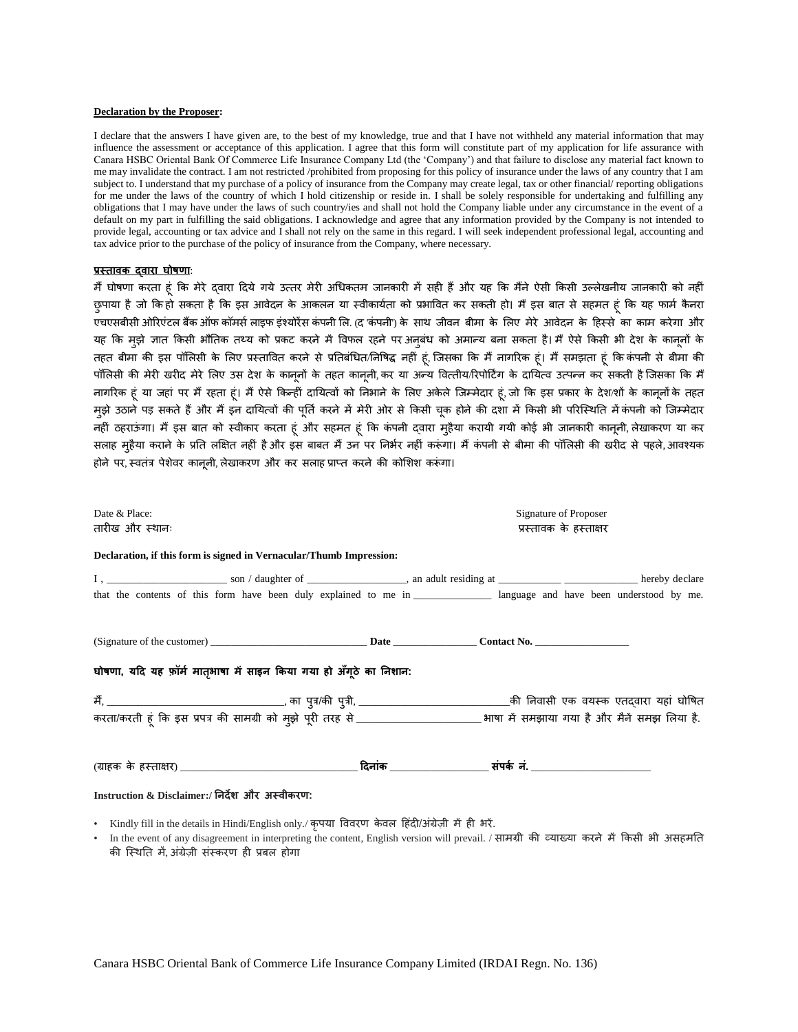**Declaration by the Proposer:**

I declare that the answers I have given are, to the best of my knowledge, true and that I have not withheld any material information that may influence the assessment or acceptance of this application. I agree that this form will constitute part of my application for life assurance with Canara HSBC Oriental Bank Of Commerce Life Insurance Company Ltd (the 'Company') and that failure to disclose any material fact known to me may invalidate the contract. I am not restricted /prohibited from proposing for this policy of insurance under the laws of any country that I am subject to. I understand that my purchase of a policy of insurance from the Company may create legal, tax or other financial/ reporting obligations for me under the laws of the country of which I hold citizenship or reside in. I shall be solely responsible for undertaking and fulfilling any obligations that I may have under the laws of such country/ies and shall not hold the Company liable under any circumstance in the event of a default on my part in fulfilling the said obligations. I acknowledge and agree that any information provided by the Company is not intended to provide legal, accounting or tax advice and I shall not rely on the same in this regard. I will seek independent professional legal, accounting and tax advice prior to the purchase of the policy of insurance from the Company, where necessary.

**प्रस्तावक द्वारा घोषणा**:

मैं घोषणा करता हूं कि मेरे द्वारा दिये गये उत्तर मेरी अधिकतम जानकारी में सही हैं और यह कि मैंने ऐसी किसी उल्लेखनीय जानकारी को नहीं छुपाया है जो कि हो सकता है कि इस आवेदन के आकलन या स्वीकार्यता को प्रभावित कर सकती हो। मैं इस बात से सहमत हूं कि यह फार्म केनरा एचएसबीसी ओरिएंटल बैंक ऑफ कॉमर्स लाइफ इंश्योरेंस कंपनी लि. (द 'कंपनी') के साथ जीवन बीमा के लिए मेरे आवेदन के हिस्से का काम करेगा और यह कि मुझे ज्ञात किसी भौतिक तथ्य को प्रकट करने में विफल रहने पर अनुबंध को अमान्य बना सकता है। मैं ऐसे किसी भी देश के कानूनों के तहत बीमा की इस पॉलिसी के लिए प्रस्तावित करने से प्रतिबंधित/निषिद्ध नहीं हूं, जिसका कि मैं नागरिक हूं। मैं समझता हूं कि कंपनी से बीमा की पॉलिसी की मेरी खरीद मेरे लिए उस देश के कानूनों के तहत कानूनी, कर या अन्य वित्तीय/रिपोर्टिंग के दायित्व उत्पन्न कर सकती है जिसका कि मैं नागरिक हूं या जहां पर मैं रहता हूं। मैं ऐसे किन्हीं दायित्वों को निभाने के लिए अकेले जिम्मेदार हूं, जो कि इस प्रकार के देश/शों के कानूनों के तहत मुझे उठाने पड़ सकते हैं और मैं इन दायित्वों की पूर्ति करने में मेरी ओर से किसी चूक होने की दशा में किसी भी परिस्थिति में कंपनी को जिम्मेदार नहीं ठहराऊंगा। मैं इस बात को स्वीकार करता हूं और सहमत हूं कि कंपनी द्वारा मुहैया करायी गयी कोई भी जानकारी कानूनी, लेखाकरण या कर सलाह मुहैया कराने के प्रति लक्षित नहीं है और इस बाबत मैं उन पर निर्भर नहीं करूंगा। मैं कंपनी से बीमा की पॉलिसी की खरीद से पहले, आवश्यक होने पर, स्वतंत्र पेशेवर कानूनी, लेखाकरण और कर सलाह प्राप्त करने की कोशिश करूंगा।

Date & Place:
तारीख और स्थानः

Signature of Proposer
प्रस्तावक के हस्ताक्षर

**Declaration, if this form is signed in Vernacular/Thumb Impression:**

I , ______________________ son / daughter of __________________, an adult residing at ____________ ______________ hereby declare that the contents of this form have been duly explained to me in _______________ language and have been understood by me.

(Signature of the customer) ______________________________ **Date** ________________ **Contact No.** __________________

**घोषणा, यदि यह फ़ॉर्म मातृभाषा में साइन किया गया हो अँगूठे का निशान:**

मैं, ________________________________, का पुत्र/की पुत्री, ___________________________की निवासी एक वयस्क एतद्वारा यहां घोषित करता/करती हूं कि इस प्रपत्र की सामग्री को मुझे पूरी तरह से ______________________ भाषा में समझाया गया है और मैंनें समझ लिया है.

(ग्राहक के हस्ताक्षर) _________________________________ **दिनांक** __________________ **संपर्क नं.** ______________________

**Instruction & Disclaimer:/ निर्देश और अस्वीकरण:**

- Kindly fill in the details in Hindi/English only./ कृपया विवरण केवल हिंदी/अंग्रेज़ी में ही भरें.
- In the event of any disagreement in interpreting the content, English version will prevail. / सामग्री की व्याख्या करने में किसी भी असहमति की स्थिति में, अंग्रेज़ी संस्करण ही प्रबल होगा

Canara HSBC Oriental Bank of Commerce Life Insurance Company Limited (IRDAI Regn. No. 136)